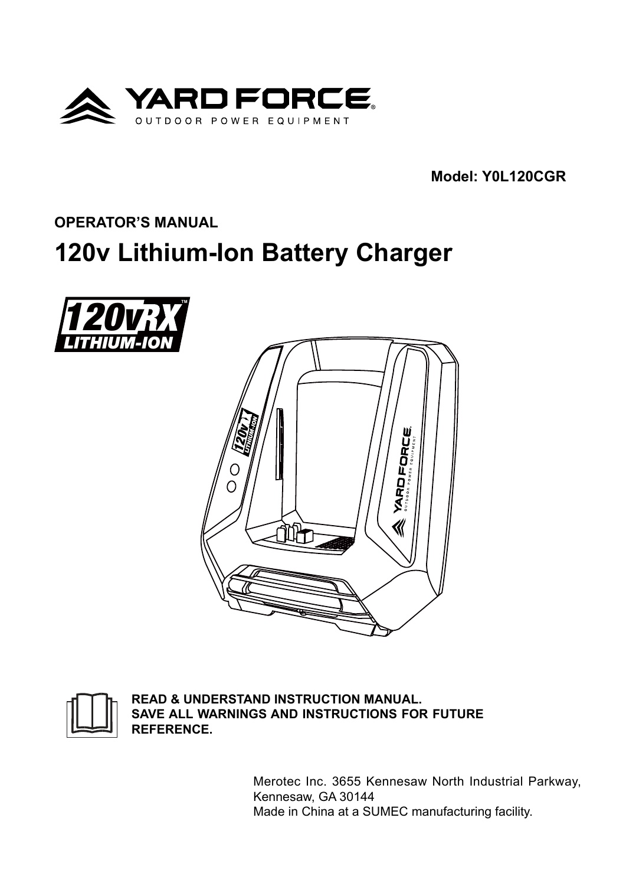YARD FORCE®
OUTDOOR POWER EQUIPMENT

**Model: Y0L120CGR**

**OPERATOR'S MANUAL**

# 120v Lithium-Ion Battery Charger

120vRX™ LITHIUM-ION

**READ & UNDERSTAND INSTRUCTION MANUAL.**
**SAVE ALL WARNINGS AND INSTRUCTIONS FOR FUTURE REFERENCE.**

Merotec Inc. 3655 Kennesaw North Industrial Parkway,
Kennesaw, GA 30144
Made in China at a SUMEC manufacturing facility.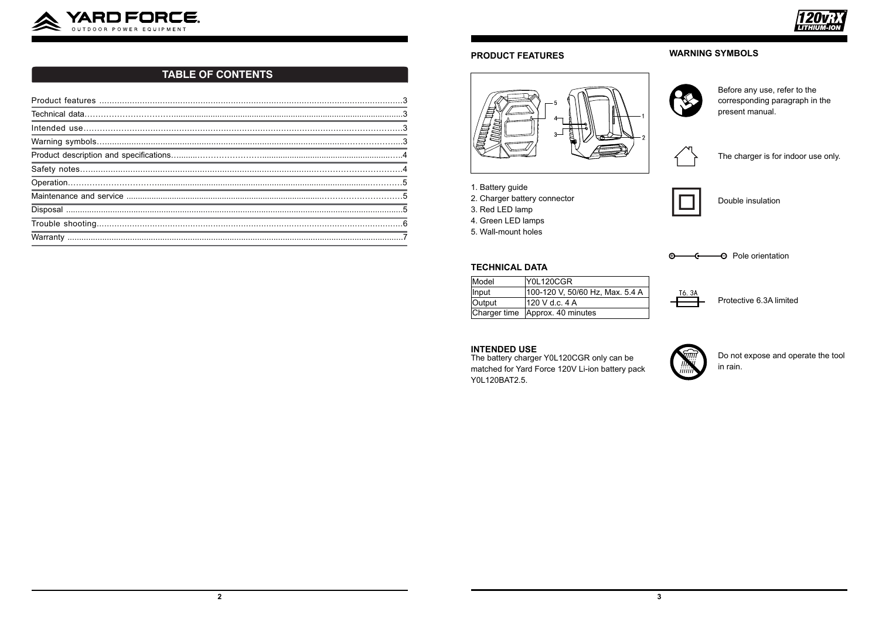## TABLE OF CONTENTS

| | |
|---|---|
| Product features | 3 |
| Technical data | 3 |
| Intended use | 3 |
| Warning symbols | 3 |
| Product description and specifications | 4 |
| Safety notes | 4 |
| Operation | 5 |
| Maintenance and service | 5 |
| Disposal | 5 |
| Trouble shooting | 6 |
| Warranty | 7 |

## PRODUCT FEATURES

1. Battery guide
2. Charger battery connector
3. Red LED lamp
4. Green LED lamps
5. Wall-mount holes

## TECHNICAL DATA

| | |
|---|---|
| Model | Y0L120CGR |
| Input | 100-120 V, 50/60 Hz, Max. 5.4 A |
| Output | 120 V d.c. 4 A |
| Charger time | Approx. 40 minutes |

## INTENDED USE

The battery charger Y0L120CGR only can be matched for Yard Force 120V Li-ion battery pack Y0L120BAT2.5.

## WARNING SYMBOLS

Before any use, refer to the corresponding paragraph in the present manual.

The charger is for indoor use only.

Double insulation

Pole orientation

T6. 3A

Protective 6.3A limited

Do not expose and operate the tool in rain.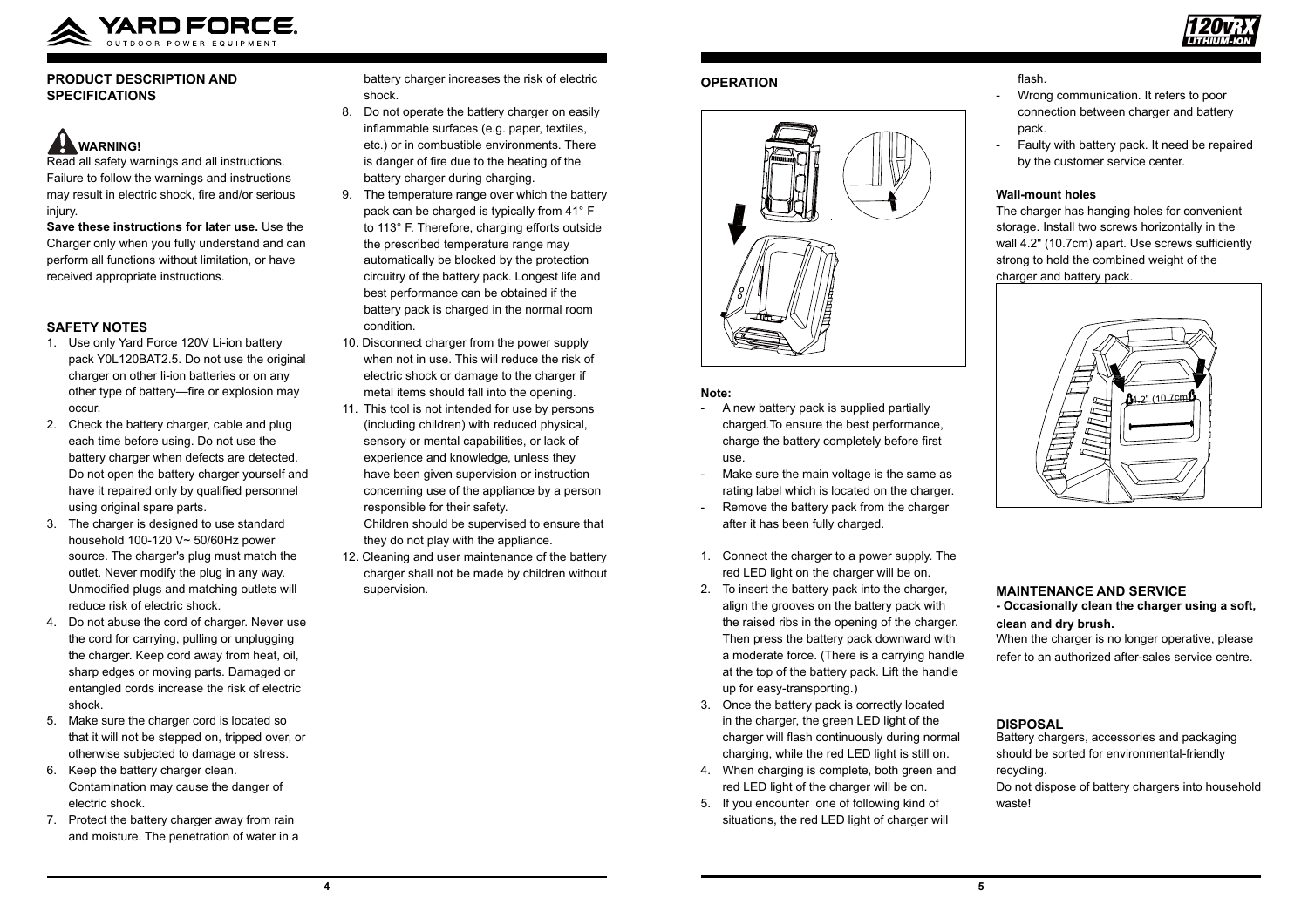## PRODUCT DESCRIPTION AND SPECIFICATIONS

**WARNING!**

Read all safety warnings and all instructions. Failure to follow the warnings and instructions may result in electric shock, fire and/or serious injury.

**Save these instructions for later use.** Use the Charger only when you fully understand and can perform all functions without limitation, or have received appropriate instructions.

## SAFETY NOTES

1. Use only Yard Force 120V Li-ion battery pack Y0L120BAT2.5. Do not use the original charger on other li-ion batteries or on any other type of battery—fire or explosion may occur.
2. Check the battery charger, cable and plug each time before using. Do not use the battery charger when defects are detected. Do not open the battery charger yourself and have it repaired only by qualified personnel using original spare parts.
3. The charger is designed to use standard household 100-120 V~ 50/60Hz power source. The charger's plug must match the outlet. Never modify the plug in any way. Unmodified plugs and matching outlets will reduce risk of electric shock.
4. Do not abuse the cord of charger. Never use the cord for carrying, pulling or unplugging the charger. Keep cord away from heat, oil, sharp edges or moving parts. Damaged or entangled cords increase the risk of electric shock.
5. Make sure the charger cord is located so that it will not be stepped on, tripped over, or otherwise subjected to damage or stress.
6. Keep the battery charger clean. Contamination may cause the danger of electric shock.
7. Protect the battery charger away from rain and moisture. The penetration of water in a battery charger increases the risk of electric shock.
8. Do not operate the battery charger on easily inflammable surfaces (e.g. paper, textiles, etc.) or in combustible environments. There is danger of fire due to the heating of the battery charger during charging.
9. The temperature range over which the battery pack can be charged is typically from 41° F to 113° F. Therefore, charging efforts outside the prescribed temperature range may automatically be blocked by the protection circuitry of the battery pack. Longest life and best performance can be obtained if the battery pack is charged in the normal room condition.
10. Disconnect charger from the power supply when not in use. This will reduce the risk of electric shock or damage to the charger if metal items should fall into the opening.
11. This tool is not intended for use by persons (including children) with reduced physical, sensory or mental capabilities, or lack of experience and knowledge, unless they have been given supervision or instruction concerning use of the appliance by a person responsible for their safety.
    Children should be supervised to ensure that they do not play with the appliance.
12. Cleaning and user maintenance of the battery charger shall not be made by children without supervision.

## OPERATION

**Note:**

- A new battery pack is supplied partially charged.To ensure the best performance, charge the battery completely before first use.
- Make sure the main voltage is the same as rating label which is located on the charger.
- Remove the battery pack from the charger after it has been fully charged.

1. Connect the charger to a power supply. The red LED light on the charger will be on.
2. To insert the battery pack into the charger, align the grooves on the battery pack with the raised ribs in the opening of the charger. Then press the battery pack downward with a moderate force. (There is a carrying handle at the top of the battery pack. Lift the handle up for easy-transporting.)
3. Once the battery pack is correctly located in the charger, the green LED light of the charger will flash continuously during normal charging, while the red LED light is still on.
4. When charging is complete, both green and red LED light of the charger will be on.
5. If you encounter one of following kind of situations, the red LED light of charger will flash.
   - Wrong communication. It refers to poor connection between charger and battery pack.
   - Faulty with battery pack. It need be repaired by the customer service center.

**Wall-mount holes**

The charger has hanging holes for convenient storage. Install two screws horizontally in the wall 4.2" (10.7cm) apart. Use screws sufficiently strong to hold the combined weight of the charger and battery pack.

4.2" (10.7cm)

## MAINTENANCE AND SERVICE

**- Occasionally clean the charger using a soft, clean and dry brush.**

When the charger is no longer operative, please refer to an authorized after-sales service centre.

## DISPOSAL

Battery chargers, accessories and packaging should be sorted for environmental-friendly recycling.

Do not dispose of battery chargers into household waste!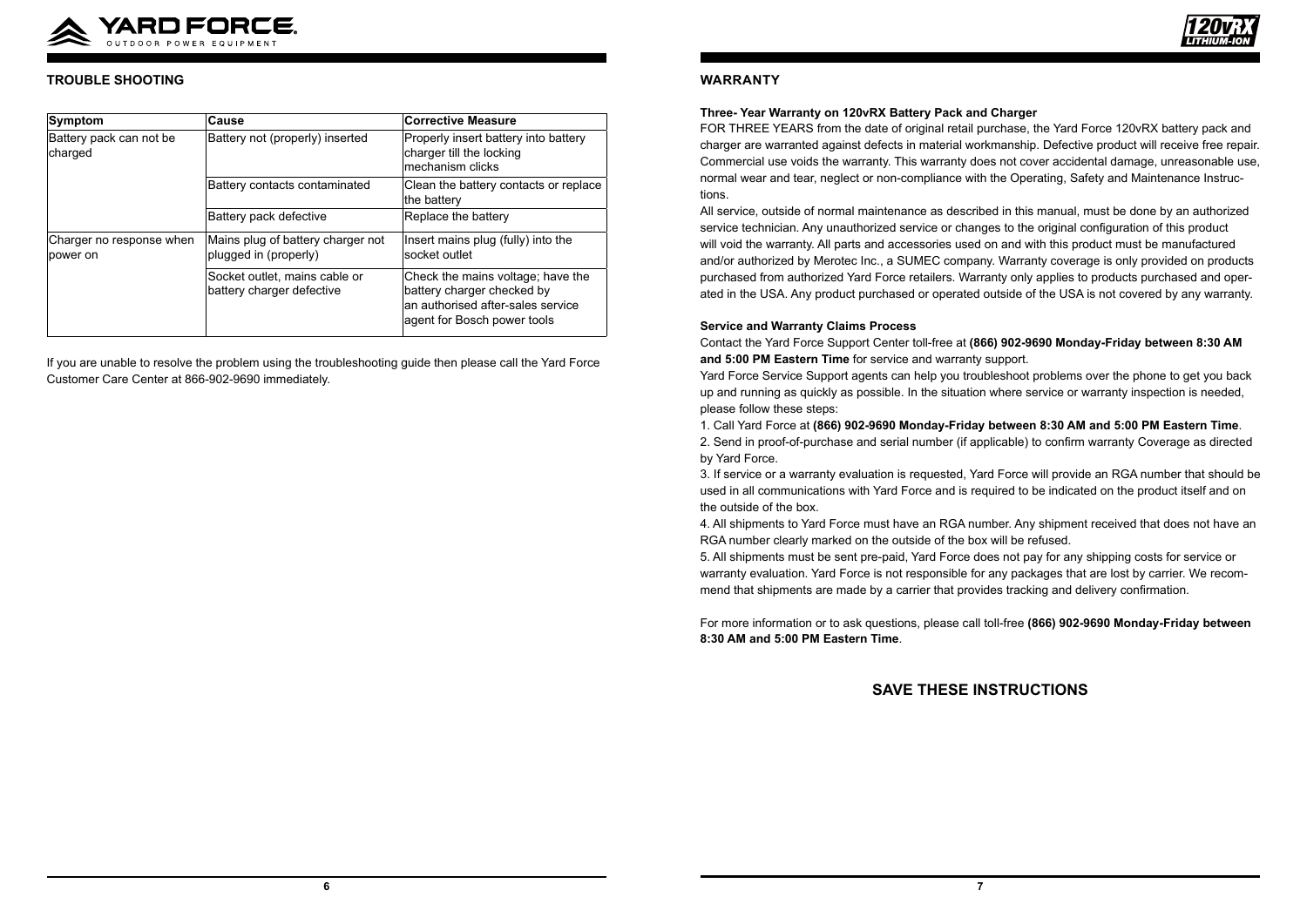## TROUBLE SHOOTING

| Symptom | Cause | Corrective Measure |
|---|---|---|
| Battery pack can not be charged | Battery not (properly) inserted | Properly insert battery into battery charger till the locking mechanism clicks |
| | Battery contacts contaminated | Clean the battery contacts or replace the battery |
| | Battery pack defective | Replace the battery |
| Charger no response when power on | Mains plug of battery charger not plugged in (properly) | Insert mains plug (fully) into the socket outlet |
| | Socket outlet, mains cable or battery charger defective | Check the mains voltage; have the battery charger checked by an authorised after-sales service agent for Bosch power tools |

If you are unable to resolve the problem using the troubleshooting guide then please call the Yard Force Customer Care Center at 866-902-9690 immediately.

## WARRANTY

**Three- Year Warranty on 120vRX Battery Pack and Charger**

FOR THREE YEARS from the date of original retail purchase, the Yard Force 120vRX battery pack and charger are warranted against defects in material workmanship. Defective product will receive free repair. Commercial use voids the warranty. This warranty does not cover accidental damage, unreasonable use, normal wear and tear, neglect or non-compliance with the Operating, Safety and Maintenance Instructions.

All service, outside of normal maintenance as described in this manual, must be done by an authorized service technician. Any unauthorized service or changes to the original configuration of this product will void the warranty. All parts and accessories used on and with this product must be manufactured and/or authorized by Merotec Inc., a SUMEC company. Warranty coverage is only provided on products purchased from authorized Yard Force retailers. Warranty only applies to products purchased and operated in the USA. Any product purchased or operated outside of the USA is not covered by any warranty.

**Service and Warranty Claims Process**

Contact the Yard Force Support Center toll-free at **(866) 902-9690 Monday-Friday between 8:30 AM and 5:00 PM Eastern Time** for service and warranty support.

Yard Force Service Support agents can help you troubleshoot problems over the phone to get you back up and running as quickly as possible. In the situation where service or warranty inspection is needed, please follow these steps:

1. Call Yard Force at **(866) 902-9690 Monday-Friday between 8:30 AM and 5:00 PM Eastern Time**.
2. Send in proof-of-purchase and serial number (if applicable) to confirm warranty Coverage as directed by Yard Force.
3. If service or a warranty evaluation is requested, Yard Force will provide an RGA number that should be used in all communications with Yard Force and is required to be indicated on the product itself and on the outside of the box.
4. All shipments to Yard Force must have an RGA number. Any shipment received that does not have an RGA number clearly marked on the outside of the box will be refused.
5. All shipments must be sent pre-paid, Yard Force does not pay for any shipping costs for service or warranty evaluation. Yard Force is not responsible for any packages that are lost by carrier. We recommend that shipments are made by a carrier that provides tracking and delivery confirmation.

For more information or to ask questions, please call toll-free **(866) 902-9690 Monday-Friday between 8:30 AM and 5:00 PM Eastern Time**.

**SAVE THESE INSTRUCTIONS**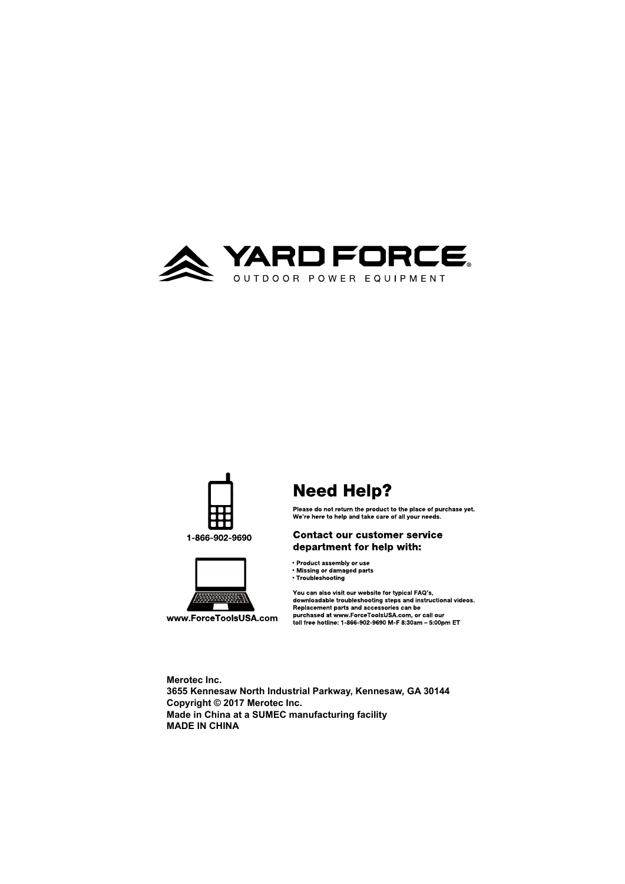YARD FORCE®

OUTDOOR POWER EQUIPMENT

1-866-902-9690

www.ForceToolsUSA.com

# Need Help?

**Please do not return the product to the place of purchase yet. We're here to help and take care of all your needs.**

## Contact our customer service department for help with:

- **Product assembly or use**
- **Missing or damaged parts**
- **Troubleshooting**

**You can also visit our website for typical FAQ's, downloadable troubleshooting steps and instructional videos. Replacement parts and accessories can be purchased at www.ForceToolsUSA.com, or call our toll free hotline: 1-866-902-9690 M-F 8:30am – 5:00pm ET**

**Merotec Inc.**
**3655 Kennesaw North Industrial Parkway, Kennesaw, GA 30144**
**Copyright © 2017 Merotec Inc.**
**Made in China at a SUMEC manufacturing facility**
**MADE IN CHINA**